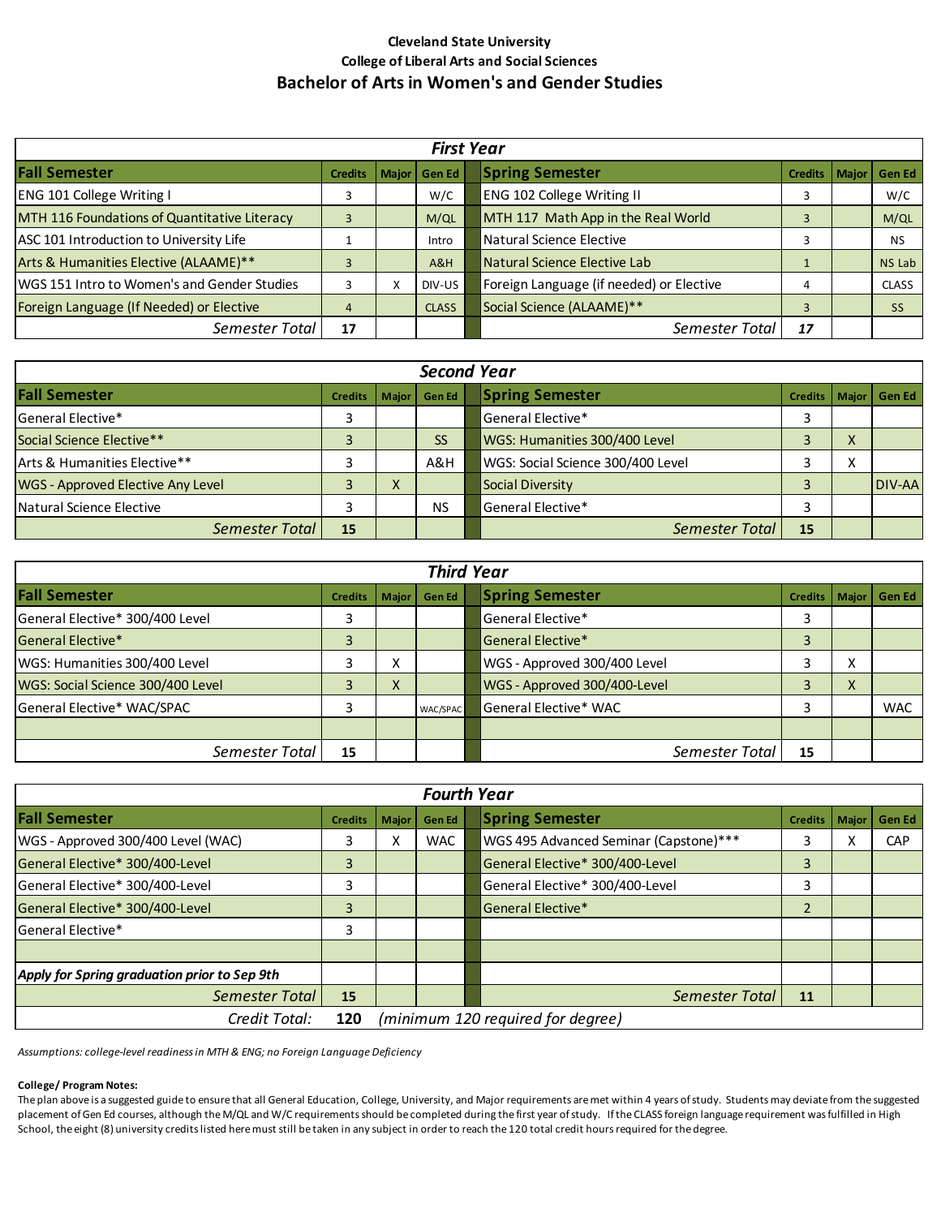**Cleveland State University**

**College of Liberal Arts and Social Sciences**

# Bachelor of Arts in Women's and Gender Studies

| ***First Year*** | | | | | | | |
|---|---|---|---|---|---|---|---|
| **Fall Semester** | **Credits** | **Major** | **Gen Ed** | **Spring Semester** | **Credits** | **Major** | **Gen Ed** |
| ENG 101 College Writing I | 3 | | W/C | ENG 102 College Writing II | 3 | | W/C |
| MTH 116 Foundations of Quantitative Literacy | 3 | | M/QL | MTH 117 Math App in the Real World | 3 | | M/QL |
| ASC 101 Introduction to University Life | 1 | | Intro | Natural Science Elective | 3 | | NS |
| Arts & Humanities Elective (ALAAME)** | 3 | | A&H | Natural Science Elective Lab | 1 | | NS Lab |
| WGS 151 Intro to Women's and Gender Studies | 3 | X | DIV-US | Foreign Language (if needed) or Elective | 4 | | CLASS |
| Foreign Language (If Needed) or Elective | 4 | | CLASS | Social Science (ALAAME)** | 3 | | SS |
| *Semester Total* | **17** | | | *Semester Total* | **17** | | |

| ***Second Year*** | | | | | | | |
|---|---|---|---|---|---|---|---|
| **Fall Semester** | **Credits** | **Major** | **Gen Ed** | **Spring Semester** | **Credits** | **Major** | **Gen Ed** |
| General Elective* | 3 | | | General Elective* | 3 | | |
| Social Science Elective** | 3 | | SS | WGS: Humanities 300/400 Level | 3 | X | |
| Arts & Humanities Elective** | 3 | | A&H | WGS: Social Science 300/400 Level | 3 | X | |
| WGS - Approved Elective Any Level | 3 | X | | Social Diversity | 3 | | DIV-AA |
| Natural Science Elective | 3 | | NS | General Elective* | 3 | | |
| *Semester Total* | **15** | | | *Semester Total* | **15** | | |

| ***Third Year*** | | | | | | | |
|---|---|---|---|---|---|---|---|
| **Fall Semester** | **Credits** | **Major** | **Gen Ed** | **Spring Semester** | **Credits** | **Major** | **Gen Ed** |
| General Elective* 300/400 Level | 3 | | | General Elective* | 3 | | |
| General Elective* | 3 | | | General Elective* | 3 | | |
| WGS: Humanities 300/400 Level | 3 | X | | WGS - Approved 300/400 Level | 3 | X | |
| WGS: Social Science 300/400 Level | 3 | X | | WGS - Approved 300/400-Level | 3 | X | |
| General Elective* WAC/SPAC | 3 | | WAC/SPAC | General Elective* WAC | 3 | | WAC |
| | | | | | | | |
| *Semester Total* | **15** | | | *Semester Total* | **15** | | |

| ***Fourth Year*** | | | | | | | |
|---|---|---|---|---|---|---|---|
| **Fall Semester** | **Credits** | **Major** | **Gen Ed** | **Spring Semester** | **Credits** | **Major** | **Gen Ed** |
| WGS - Approved 300/400 Level (WAC) | 3 | X | WAC | WGS 495 Advanced Seminar (Capstone)*** | 3 | X | CAP |
| General Elective* 300/400-Level | 3 | | | General Elective* 300/400-Level | 3 | | |
| General Elective* 300/400-Level | 3 | | | General Elective* 300/400-Level | 3 | | |
| General Elective* 300/400-Level | 3 | | | General Elective* | 2 | | |
| General Elective* | 3 | | | | | | |
| | | | | | | | |
| ***Apply for Spring graduation prior to Sep 9th*** | | | | | | | |
| *Semester Total* | **15** | | | *Semester Total* | **11** | | |
| *Credit Total:* | **120** | *(minimum 120 required for degree)* | | | | | |

*Assumptions: college-level readiness in MTH & ENG; no Foreign Language Deficiency*

**College/ Program Notes:**

The plan above is a suggested guide to ensure that all General Education, College, University, and Major requirements are met within 4 years of study. Students may deviate from the suggested placement of Gen Ed courses, although the M/QL and W/C requirements should be completed during the first year of study. If the CLASS foreign language requirement was fulfilled in High School, the eight (8) university credits listed here must still be taken in any subject in order to reach the 120 total credit hours required for the degree.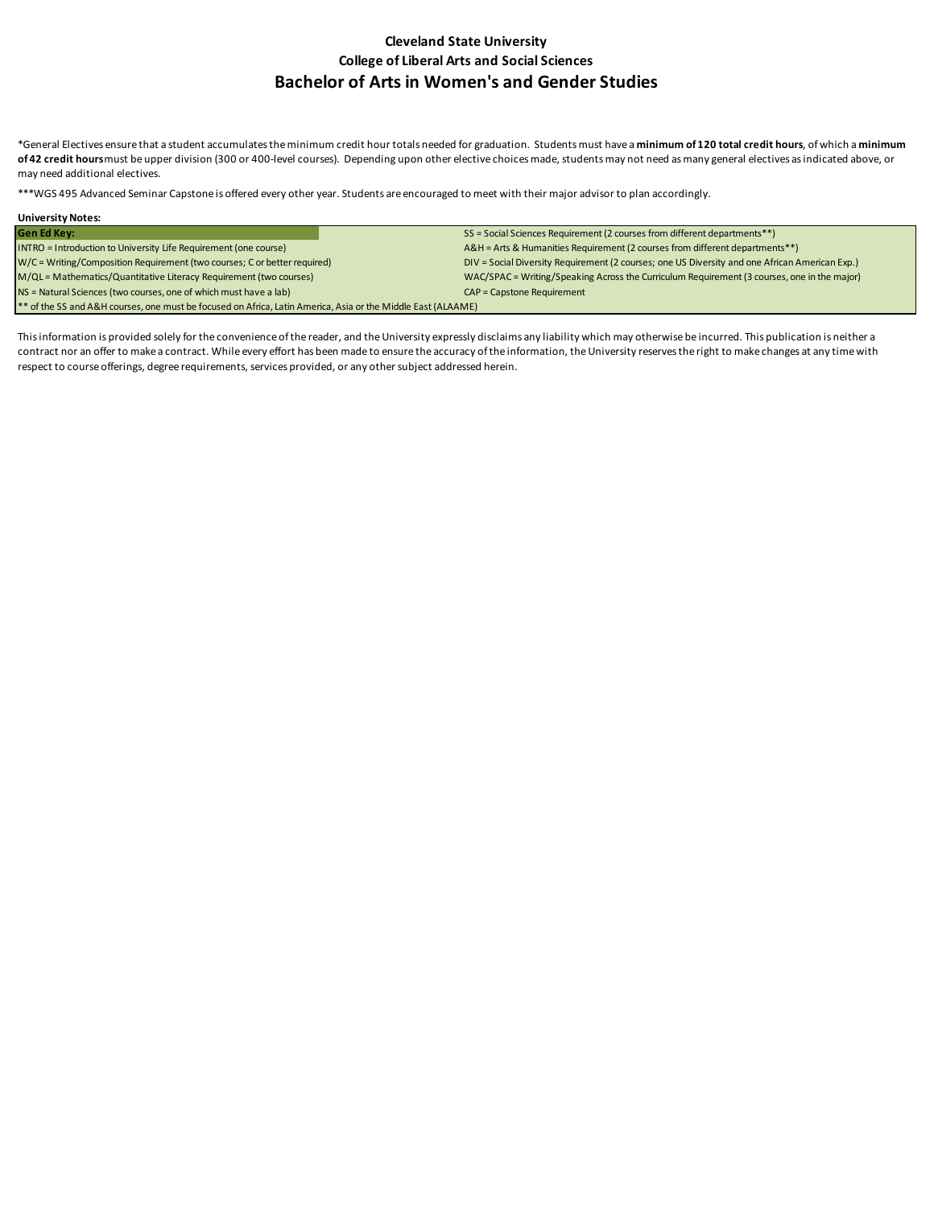# Cleveland State University

## College of Liberal Arts and Social Sciences

## Bachelor of Arts in Women's and Gender Studies

*General Electives ensure that a student accumulates the minimum credit hour totals needed for graduation. Students must have a **minimum of 120 total credit hours**, of which a **minimum of 42 credit hours** must be upper division (300 or 400-level courses). Depending upon other elective choices made, students may not need as many general electives as indicated above, or may need additional electives.

***WGS 495 Advanced Seminar Capstone is offered every other year. Students are encouraged to meet with their major advisor to plan accordingly.

**University Notes:**

| | |
|---|---|
| **Gen Ed Key:** | SS = Social Sciences Requirement (2 courses from different departments**) |
| INTRO = Introduction to University Life Requirement (one course) | A&H = Arts & Humanities Requirement (2 courses from different departments**) |
| W/C = Writing/Composition Requirement (two courses; C or better required) | DIV = Social Diversity Requirement (2 courses; one US Diversity and one African American Exp.) |
| M/QL = Mathematics/Quantitative Literacy Requirement (two courses) | WAC/SPAC = Writing/Speaking Across the Curriculum Requirement (3 courses, one in the major) |
| NS = Natural Sciences (two courses, one of which must have a lab) | CAP = Capstone Requirement |
| ** of the SS and A&H courses, one must be focused on Africa, Latin America, Asia or the Middle East (ALAAME) | |

This information is provided solely for the convenience of the reader, and the University expressly disclaims any liability which may otherwise be incurred. This publication is neither a contract nor an offer to make a contract. While every effort has been made to ensure the accuracy of the information, the University reserves the right to make changes at any time with respect to course offerings, degree requirements, services provided, or any other subject addressed herein.